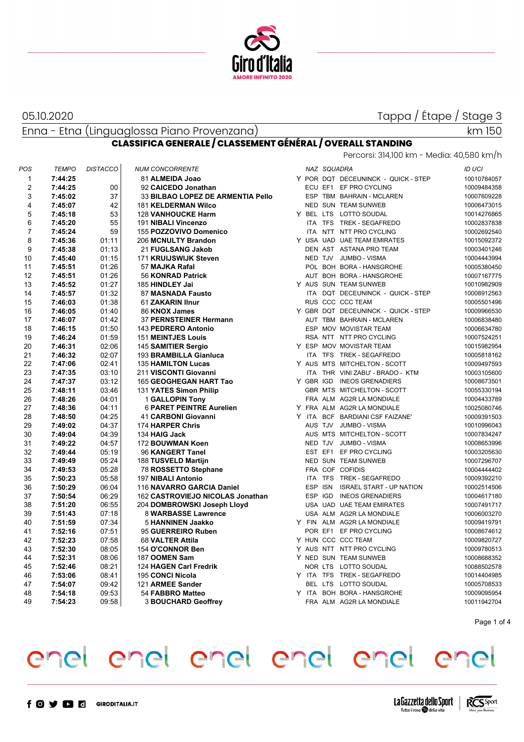05.10.2020

Tappa / Étape / Stage 3

Enna - Etna (Linguaglossa Piano Provenzana)

km 150

## CLASSIFICA GENERALE / CLASSEMENT GÉNÉRAL / OVERALL STANDING

Percorsi: 314,100 km - Media: 40,580 km/h

| POS | TEMPO | DISTACCO | NUM | CONCORRENTE | | NAZ | SQUADRA | | ID UCI |
|---|---|---|---|---|---|---|---|---|---|
| 1 | **7:44:25** | | 81 | **ALMEIDA Joao** | Y | POR | DQT | DECEUNINCK - QUICK - STEP | 10010784057 |
| 2 | **7:44:25** | 00 | 92 | **CAICEDO Jonathan** | | ECU | EF1 | EF PRO CYCLING | 10009484358 |
| 3 | **7:45:02** | 37 | 33 | **BILBAO LOPEZ DE ARMENTIA Pello** | | ESP | TBM | BAHRAIN - MCLAREN | 10007609228 |
| 4 | **7:45:07** | 42 | 181 | **KELDERMAN Wilco** | | NED | SUN | TEAM SUNWEB | 10006473015 |
| 5 | **7:45:18** | 53 | 128 | **VANHOUCKE Harm** | Y | BEL | LTS | LOTTO SOUDAL | 10014276865 |
| 6 | **7:45:20** | 55 | 191 | **NIBALI Vincenzo** | | ITA | TFS | TREK - SEGAFREDO | 10002837838 |
| 7 | **7:45:24** | 59 | 155 | **POZZOVIVO Domenico** | | ITA | NTT | NTT PRO CYCLING | 10002692540 |
| 8 | **7:45:36** | 01:11 | 206 | **MCNULTY Brandon** | Y | USA | UAD | UAE TEAM EMIRATES | 10015092372 |
| 9 | **7:45:38** | 01:13 | 21 | **FUGLSANG Jakob** | | DEN | AST | ASTANA PRO TEAM | 10003401246 |
| 10 | **7:45:40** | 01:15 | 171 | **KRUIJSWIJK Steven** | | NED | TJV | JUMBO - VISMA | 10004443994 |
| 11 | **7:45:51** | 01:26 | 57 | **MAJKA Rafal** | | POL | BOH | BORA - HANSGROHE | 10005380450 |
| 12 | **7:45:51** | 01:26 | 56 | **KONRAD Patrick** | | AUT | BOH | BORA - HANSGROHE | 10007167775 |
| 13 | **7:45:52** | 01:27 | 185 | **HINDLEY Jai** | Y | AUS | SUN | TEAM SUNWEB | 10010982909 |
| 14 | **7:45:57** | 01:32 | 87 | **MASNADA Fausto** | | ITA | DQT | DECEUNINCK - QUICK - STEP | 10008912563 |
| 15 | **7:46:03** | 01:38 | 61 | **ZAKARIN Ilnur** | | RUS | CCC | CCC TEAM | 10005501496 |
| 16 | **7:46:05** | 01:40 | 86 | **KNOX James** | Y | GBR | DQT | DECEUNINCK - QUICK - STEP | 10009966530 |
| 17 | **7:46:07** | 01:42 | 37 | **PERNSTEINER Hermann** | | AUT | TBM | BAHRAIN - MCLAREN | 10006838480 |
| 18 | **7:46:15** | 01:50 | 143 | **PEDRERO Antonio** | | ESP | MOV | MOVISTAR TEAM | 10006634780 |
| 19 | **7:46:24** | 01:59 | 151 | **MEINTJES Louis** | | RSA | NTT | NTT PRO CYCLING | 10007524251 |
| 20 | **7:46:31** | 02:06 | 145 | **SAMITIER Sergio** | Y | ESP | MOV | MOVISTAR TEAM | 10015982954 |
| 21 | **7:46:32** | 02:07 | 193 | **BRAMBILLA Gianluca** | | ITA | TFS | TREK - SEGAFREDO | 10005818162 |
| 22 | **7:47:06** | 02:41 | 135 | **HAMILTON Lucas** | Y | AUS | MTS | MITCHELTON - SCOTT | 10009497593 |
| 23 | **7:47:35** | 03:10 | 211 | **VISCONTI Giovanni** | | ITA | THR | VINI ZABU' - BRADO - KTM | 10003105600 |
| 24 | **7:47:37** | 03:12 | 165 | **GEOGHEGAN HART Tao** | Y | GBR | IGD | INEOS GRENADIERS | 10008673501 |
| 25 | **7:48:11** | 03:46 | 131 | **YATES Simon Philip** | | GBR | MTS | MITCHELTON - SCOTT | 10055330194 |
| 26 | **7:48:26** | 04:01 | 1 | **GALLOPIN Tony** | | FRA | ALM | AG2R LA MONDIALE | 10004433789 |
| 27 | **7:48:36** | 04:11 | 6 | **PARET PEINTRE Aurelien** | Y | FRA | ALM | AG2R LA MONDIALE | 10025080746 |
| 28 | **7:48:50** | 04:25 | 41 | **CARBONI Giovanni** | Y | ITA | BCF | BARDIANI CSF FAIZANE' | 10009391503 |
| 29 | **7:49:02** | 04:37 | 174 | **HARPER Chris** | | AUS | TJV | JUMBO - VISMA | 10010996043 |
| 30 | **7:49:04** | 04:39 | 134 | **HAIG Jack** | | AUS | MTS | MITCHELTON - SCOTT | 10007834247 |
| 31 | **7:49:22** | 04:57 | 172 | **BOUWMAN Koen** | | NED | TJV | JUMBO - VISMA | 10008653996 |
| 32 | **7:49:44** | 05:19 | 96 | **KANGERT Tanel** | | EST | EF1 | EF PRO CYCLING | 10003205630 |
| 33 | **7:49:49** | 05:24 | 188 | **TUSVELD Martijn** | | NED | SUN | TEAM SUNWEB | 10007296707 |
| 34 | **7:49:53** | 05:28 | 78 | **ROSSETTO Stephane** | | FRA | COF | COFIDIS | 10004444402 |
| 35 | **7:50:23** | 05:58 | 197 | **NIBALI Antonio** | | ITA | TFS | TREK - SEGAFREDO | 10009392210 |
| 36 | **7:50:29** | 06:04 | 116 | **NAVARRO GARCIA Daniel** | | ESP | ISN | ISRAEL START - UP NATION | 10002514506 |
| 37 | **7:50:54** | 06:29 | 162 | **CASTROVIEJO NICOLAS Jonathan** | | ESP | IGD | INEOS GRENADIERS | 10004617180 |
| 38 | **7:51:20** | 06:55 | 204 | **DOMBROWSKI Joseph Lloyd** | | USA | UAD | UAE TEAM EMIRATES | 10007491717 |
| 39 | **7:51:43** | 07:18 | 8 | **WARBASSE Lawrence** | | USA | ALM | AG2R LA MONDIALE | 10006003270 |
| 40 | **7:51:59** | 07:34 | 5 | **HANNINEN Jaakko** | Y | FIN | ALM | AG2R LA MONDIALE | 10009419791 |
| 41 | **7:52:16** | 07:51 | 95 | **GUERREIRO Ruben** | | POR | EF1 | EF PRO CYCLING | 10008674612 |
| 42 | **7:52:23** | 07:58 | 68 | **VALTER Attila** | Y | HUN | CCC | CCC TEAM | 10009820727 |
| 43 | **7:52:30** | 08:05 | 154 | **O'CONNOR Ben** | Y | AUS | NTT | NTT PRO CYCLING | 10009780513 |
| 44 | **7:52:31** | 08:06 | 187 | **OOMEN Sam** | Y | NED | SUN | TEAM SUNWEB | 10008688352 |
| 45 | **7:52:46** | 08:21 | 124 | **HAGEN Carl Fredrik** | | NOR | LTS | LOTTO SOUDAL | 10088502578 |
| 46 | **7:53:06** | 08:41 | 195 | **CONCI Nicola** | Y | ITA | TFS | TREK - SEGAFREDO | 10014404985 |
| 47 | **7:54:07** | 09:42 | 121 | **ARMEE Sander** | | BEL | LTS | LOTTO SOUDAL | 10005708533 |
| 48 | **7:54:18** | 09:53 | 54 | **FABBRO Matteo** | Y | ITA | BOH | BORA - HANSGROHE | 10009095954 |
| 49 | **7:54:23** | 09:58 | 3 | **BOUCHARD Geoffrey** | | FRA | ALM | AG2R LA MONDIALE | 10011942704 |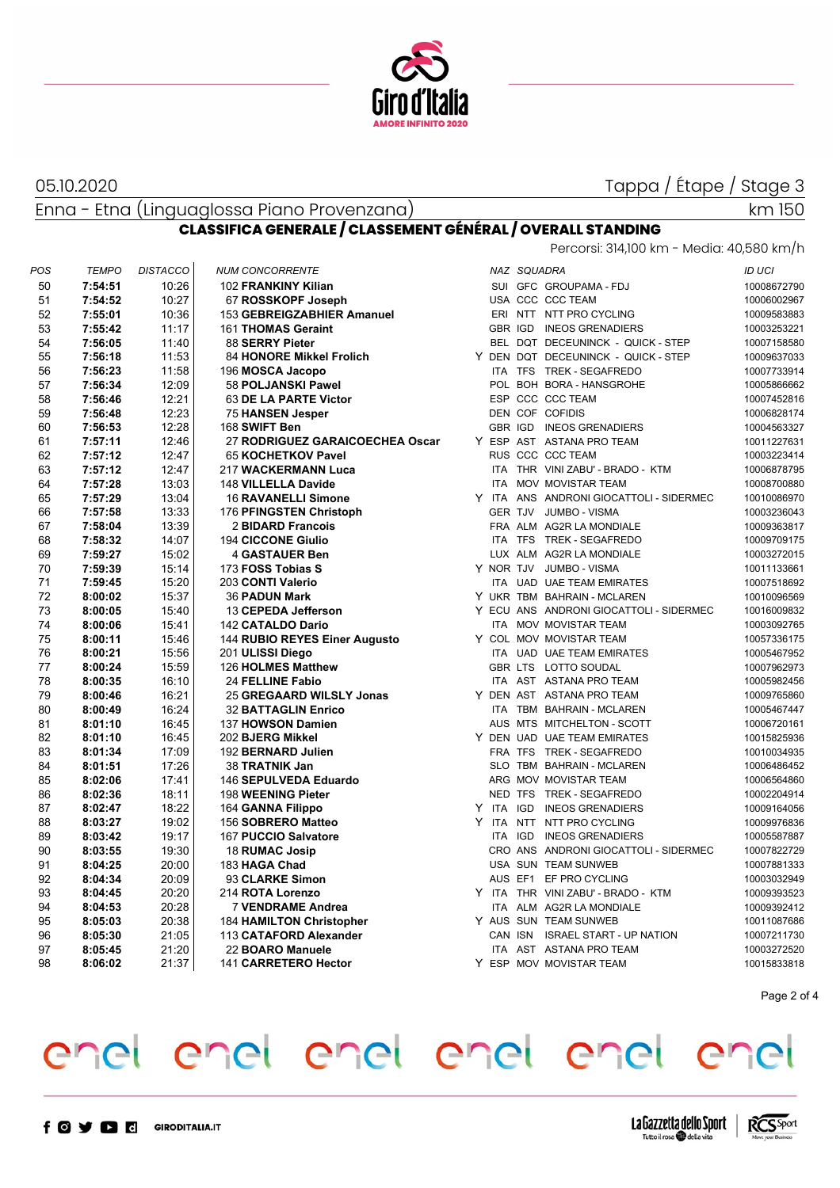05.10.2020

Tappa / Étape / Stage 3

Enna - Etna (Linguaglossa Piano Provenzana)

km 150

## CLASSIFICA GENERALE / CLASSEMENT GÉNÉRAL / OVERALL STANDING

Percorsi: 314,100 km - Media: 40,580 km/h

| POS | TEMPO | DISTACCO | NUM CONCORRENTE | | NAZ | SQUADRA | | ID UCI |
|---|---|---|---|---|---|---|---|---|
| 50 | **7:54:51** | 10:26 | 102 **FRANKINY Kilian** | | SUI | GFC | GROUPAMA - FDJ | 10008672790 |
| 51 | **7:54:52** | 10:27 | 67 **ROSSKOPF Joseph** | | USA | CCC | CCC TEAM | 10006002967 |
| 52 | **7:55:01** | 10:36 | 153 **GEBREIGZABHIER Amanuel** | | ERI | NTT | NTT PRO CYCLING | 10009583883 |
| 53 | **7:55:42** | 11:17 | 161 **THOMAS Geraint** | | GBR | IGD | INEOS GRENADIERS | 10003253221 |
| 54 | **7:56:05** | 11:40 | 88 **SERRY Pieter** | | BEL | DQT | DECEUNINCK - QUICK - STEP | 10007158580 |
| 55 | **7:56:18** | 11:53 | 84 **HONORE Mikkel Frolich** | Y | DEN | DQT | DECEUNINCK - QUICK - STEP | 10009637033 |
| 56 | **7:56:23** | 11:58 | 196 **MOSCA Jacopo** | | ITA | TFS | TREK - SEGAFREDO | 10007733914 |
| 57 | **7:56:34** | 12:09 | 58 **POLJANSKI Pawel** | | POL | BOH | BORA - HANSGROHE | 10005866662 |
| 58 | **7:56:46** | 12:21 | 63 **DE LA PARTE Victor** | | ESP | CCC | CCC TEAM | 10007452816 |
| 59 | **7:56:48** | 12:23 | 75 **HANSEN Jesper** | | DEN | COF | COFIDIS | 10006828174 |
| 60 | **7:56:53** | 12:28 | 168 **SWIFT Ben** | | GBR | IGD | INEOS GRENADIERS | 10004563327 |
| 61 | **7:57:11** | 12:46 | 27 **RODRIGUEZ GARAICOECHEA Oscar** | Y | ESP | AST | ASTANA PRO TEAM | 10011227631 |
| 62 | **7:57:12** | 12:47 | 65 **KOCHETKOV Pavel** | | RUS | CCC | CCC TEAM | 10003223414 |
| 63 | **7:57:12** | 12:47 | 217 **WACKERMANN Luca** | | ITA | THR | VINI ZABU' - BRADO - KTM | 10006878795 |
| 64 | **7:57:28** | 13:03 | 148 **VILLELLA Davide** | | ITA | MOV | MOVISTAR TEAM | 10008700880 |
| 65 | **7:57:29** | 13:04 | 16 **RAVANELLI Simone** | Y | ITA | ANS | ANDRONI GIOCATTOLI - SIDERMEC | 10010086970 |
| 66 | **7:57:58** | 13:33 | 176 **PFINGSTEN Christoph** | | GER | TJV | JUMBO - VISMA | 10003236043 |
| 67 | **7:58:04** | 13:39 | 2 **BIDARD Francois** | | FRA | ALM | AG2R LA MONDIALE | 10009363817 |
| 68 | **7:58:32** | 14:07 | 194 **CICCONE Giulio** | | ITA | TFS | TREK - SEGAFREDO | 10009709175 |
| 69 | **7:59:27** | 15:02 | 4 **GASTAUER Ben** | | LUX | ALM | AG2R LA MONDIALE | 10003272015 |
| 70 | **7:59:39** | 15:14 | 173 **FOSS Tobias S** | Y | NOR | TJV | JUMBO - VISMA | 10011133661 |
| 71 | **7:59:45** | 15:20 | 203 **CONTI Valerio** | | ITA | UAD | UAE TEAM EMIRATES | 10007518692 |
| 72 | **8:00:02** | 15:37 | 36 **PADUN Mark** | Y | UKR | TBM | BAHRAIN - MCLAREN | 10010096569 |
| 73 | **8:00:05** | 15:40 | 13 **CEPEDA Jefferson** | Y | ECU | ANS | ANDRONI GIOCATTOLI - SIDERMEC | 10016009832 |
| 74 | **8:00:06** | 15:41 | 142 **CATALDO Dario** | | ITA | MOV | MOVISTAR TEAM | 10003092765 |
| 75 | **8:00:11** | 15:46 | 144 **RUBIO REYES Einer Augusto** | Y | COL | MOV | MOVISTAR TEAM | 10057336175 |
| 76 | **8:00:21** | 15:56 | 201 **ULISSI Diego** | | ITA | UAD | UAE TEAM EMIRATES | 10005467952 |
| 77 | **8:00:24** | 15:59 | 126 **HOLMES Matthew** | | GBR | LTS | LOTTO SOUDAL | 10007962973 |
| 78 | **8:00:35** | 16:10 | 24 **FELLINE Fabio** | | ITA | AST | ASTANA PRO TEAM | 10005982456 |
| 79 | **8:00:46** | 16:21 | 25 **GREGAARD WILSLY Jonas** | Y | DEN | AST | ASTANA PRO TEAM | 10009765860 |
| 80 | **8:00:49** | 16:24 | 32 **BATTAGLIN Enrico** | | ITA | TBM | BAHRAIN - MCLAREN | 10005467447 |
| 81 | **8:01:10** | 16:45 | 137 **HOWSON Damien** | | AUS | MTS | MITCHELTON - SCOTT | 10006720161 |
| 82 | **8:01:10** | 16:45 | 202 **BJERG Mikkel** | Y | DEN | UAD | UAE TEAM EMIRATES | 10015825936 |
| 83 | **8:01:34** | 17:09 | 192 **BERNARD Julien** | | FRA | TFS | TREK - SEGAFREDO | 10010034935 |
| 84 | **8:01:51** | 17:26 | 38 **TRATNIK Jan** | | SLO | TBM | BAHRAIN - MCLAREN | 10006486452 |
| 85 | **8:02:06** | 17:41 | 146 **SEPULVEDA Eduardo** | | ARG | MOV | MOVISTAR TEAM | 10006564860 |
| 86 | **8:02:36** | 18:11 | 198 **WEENING Pieter** | | NED | TFS | TREK - SEGAFREDO | 10002204914 |
| 87 | **8:02:47** | 18:22 | 164 **GANNA Filippo** | Y | ITA | IGD | INEOS GRENADIERS | 10009164056 |
| 88 | **8:03:27** | 19:02 | 156 **SOBRERO Matteo** | Y | ITA | NTT | NTT PRO CYCLING | 10009976836 |
| 89 | **8:03:42** | 19:17 | 167 **PUCCIO Salvatore** | | ITA | IGD | INEOS GRENADIERS | 10005587887 |
| 90 | **8:03:55** | 19:30 | 18 **RUMAC Josip** | | CRO | ANS | ANDRONI GIOCATTOLI - SIDERMEC | 10007822729 |
| 91 | **8:04:25** | 20:00 | 183 **HAGA Chad** | | USA | SUN | TEAM SUNWEB | 10007881333 |
| 92 | **8:04:34** | 20:09 | 93 **CLARKE Simon** | | AUS | EF1 | EF PRO CYCLING | 10003032949 |
| 93 | **8:04:45** | 20:20 | 214 **ROTA Lorenzo** | Y | ITA | THR | VINI ZABU' - BRADO - KTM | 10009393523 |
| 94 | **8:04:53** | 20:28 | 7 **VENDRAME Andrea** | | ITA | ALM | AG2R LA MONDIALE | 10009392412 |
| 95 | **8:05:03** | 20:38 | 184 **HAMILTON Christopher** | Y | AUS | SUN | TEAM SUNWEB | 10011087686 |
| 96 | **8:05:30** | 21:05 | 113 **CATAFORD Alexander** | | CAN | ISN | ISRAEL START - UP NATION | 10007211730 |
| 97 | **8:05:45** | 21:20 | 22 **BOARO Manuele** | | ITA | AST | ASTANA PRO TEAM | 10003272520 |
| 98 | **8:06:02** | 21:37 | 141 **CARRETERO Hector** | Y | ESP | MOV | MOVISTAR TEAM | 10015833818 |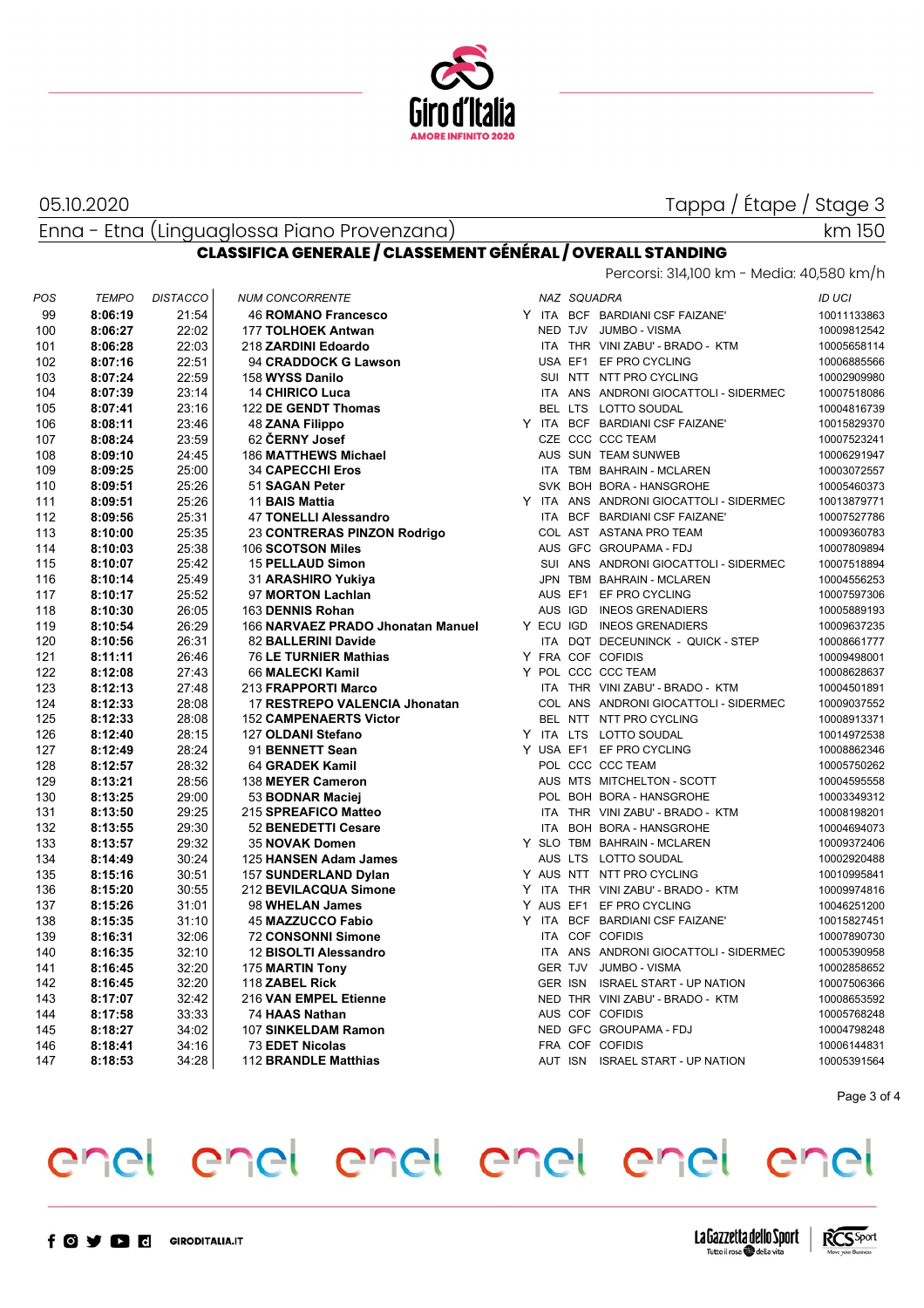05.10.2020

Tappa / Étape / Stage 3

Enna - Etna (Linguaglossa Piano Provenzana)

km 150

## CLASSIFICA GENERALE / CLASSEMENT GÉNÉRAL / OVERALL STANDING

Percorsi: 314,100 km - Media: 40,580 km/h

| POS | TEMPO | DISTACCO | NUM CONCORRENTE | | NAZ | SQUADRA | | ID UCI |
|---|---|---|---|---|---|---|---|---|
| 99 | **8:06:19** | 21:54 | 46 **ROMANO Francesco** | Y | ITA | BCF | BARDIANI CSF FAIZANE' | 10011133863 |
| 100 | **8:06:27** | 22:02 | 177 **TOLHOEK Antwan** | | NED | TJV | JUMBO - VISMA | 10009812542 |
| 101 | **8:06:28** | 22:03 | 218 **ZARDINI Edoardo** | | ITA | THR | VINI ZABU' - BRADO - KTM | 10005658114 |
| 102 | **8:07:16** | 22:51 | 94 **CRADDOCK G Lawson** | | USA | EF1 | EF PRO CYCLING | 10006885566 |
| 103 | **8:07:24** | 22:59 | 158 **WYSS Danilo** | | SUI | NTT | NTT PRO CYCLING | 10002909980 |
| 104 | **8:07:39** | 23:14 | 14 **CHIRICO Luca** | | ITA | ANS | ANDRONI GIOCATTOLI - SIDERMEC | 10007518086 |
| 105 | **8:07:41** | 23:16 | 122 **DE GENDT Thomas** | | BEL | LTS | LOTTO SOUDAL | 10004816739 |
| 106 | **8:08:11** | 23:46 | 48 **ZANA Filippo** | Y | ITA | BCF | BARDIANI CSF FAIZANE' | 10015829370 |
| 107 | **8:08:24** | 23:59 | 62 **ČERNY Josef** | | CZE | CCC | CCC TEAM | 10007523241 |
| 108 | **8:09:10** | 24:45 | 186 **MATTHEWS Michael** | | AUS | SUN | TEAM SUNWEB | 10006291947 |
| 109 | **8:09:25** | 25:00 | 34 **CAPECCHI Eros** | | ITA | TBM | BAHRAIN - MCLAREN | 10003072557 |
| 110 | **8:09:51** | 25:26 | 51 **SAGAN Peter** | | SVK | BOH | BORA - HANSGROHE | 10005460373 |
| 111 | **8:09:51** | 25:26 | 11 **BAIS Mattia** | Y | ITA | ANS | ANDRONI GIOCATTOLI - SIDERMEC | 10013879771 |
| 112 | **8:09:56** | 25:31 | 47 **TONELLI Alessandro** | | ITA | BCF | BARDIANI CSF FAIZANE' | 10007527786 |
| 113 | **8:10:00** | 25:35 | 23 **CONTRERAS PINZON Rodrigo** | | COL | AST | ASTANA PRO TEAM | 10009360783 |
| 114 | **8:10:03** | 25:38 | 106 **SCOTSON Miles** | | AUS | GFC | GROUPAMA - FDJ | 10007809894 |
| 115 | **8:10:07** | 25:42 | 15 **PELLAUD Simon** | | SUI | ANS | ANDRONI GIOCATTOLI - SIDERMEC | 10007518894 |
| 116 | **8:10:14** | 25:49 | 31 **ARASHIRO Yukiya** | | JPN | TBM | BAHRAIN - MCLAREN | 10004556253 |
| 117 | **8:10:17** | 25:52 | 97 **MORTON Lachlan** | | AUS | EF1 | EF PRO CYCLING | 10007597306 |
| 118 | **8:10:30** | 26:05 | 163 **DENNIS Rohan** | | AUS | IGD | INEOS GRENADIERS | 10005889193 |
| 119 | **8:10:54** | 26:29 | 166 **NARVAEZ PRADO Jhonatan Manuel** | Y | ECU | IGD | INEOS GRENADIERS | 10009637235 |
| 120 | **8:10:56** | 26:31 | 82 **BALLERINI Davide** | | ITA | DQT | DECEUNINCK - QUICK - STEP | 10008661777 |
| 121 | **8:11:11** | 26:46 | 76 **LE TURNIER Mathias** | Y | FRA | COF | COFIDIS | 10009498001 |
| 122 | **8:12:08** | 27:43 | 66 **MALECKI Kamil** | Y | POL | CCC | CCC TEAM | 10008628637 |
| 123 | **8:12:13** | 27:48 | 213 **FRAPPORTI Marco** | | ITA | THR | VINI ZABU' - BRADO - KTM | 10004501891 |
| 124 | **8:12:33** | 28:08 | 17 **RESTREPO VALENCIA Jhonatan** | | COL | ANS | ANDRONI GIOCATTOLI - SIDERMEC | 10009037552 |
| 125 | **8:12:33** | 28:08 | 152 **CAMPENAERTS Victor** | | BEL | NTT | NTT PRO CYCLING | 10008913371 |
| 126 | **8:12:40** | 28:15 | 127 **OLDANI Stefano** | Y | ITA | LTS | LOTTO SOUDAL | 10014972538 |
| 127 | **8:12:49** | 28:24 | 91 **BENNETT Sean** | Y | USA | EF1 | EF PRO CYCLING | 10008862346 |
| 128 | **8:12:57** | 28:32 | 64 **GRADEK Kamil** | | POL | CCC | CCC TEAM | 10005750262 |
| 129 | **8:13:21** | 28:56 | 138 **MEYER Cameron** | | AUS | MTS | MITCHELTON - SCOTT | 10004595558 |
| 130 | **8:13:25** | 29:00 | 53 **BODNAR Maciej** | | POL | BOH | BORA - HANSGROHE | 10003349312 |
| 131 | **8:13:50** | 29:25 | 215 **SPREAFICO Matteo** | | ITA | THR | VINI ZABU' - BRADO - KTM | 10008198201 |
| 132 | **8:13:55** | 29:30 | 52 **BENEDETTI Cesare** | | ITA | BOH | BORA - HANSGROHE | 10004694073 |
| 133 | **8:13:57** | 29:32 | 35 **NOVAK Domen** | Y | SLO | TBM | BAHRAIN - MCLAREN | 10009372406 |
| 134 | **8:14:49** | 30:24 | 125 **HANSEN Adam James** | | AUS | LTS | LOTTO SOUDAL | 10002920488 |
| 135 | **8:15:16** | 30:51 | 157 **SUNDERLAND Dylan** | Y | AUS | NTT | NTT PRO CYCLING | 10010995841 |
| 136 | **8:15:20** | 30:55 | 212 **BEVILACQUA Simone** | Y | ITA | THR | VINI ZABU' - BRADO - KTM | 10009974816 |
| 137 | **8:15:26** | 31:01 | 98 **WHELAN James** | Y | AUS | EF1 | EF PRO CYCLING | 10046251200 |
| 138 | **8:15:35** | 31:10 | 45 **MAZZUCCO Fabio** | Y | ITA | BCF | BARDIANI CSF FAIZANE' | 10015827451 |
| 139 | **8:16:31** | 32:06 | 72 **CONSONNI Simone** | | ITA | COF | COFIDIS | 10007890730 |
| 140 | **8:16:35** | 32:10 | 12 **BISOLTI Alessandro** | | ITA | ANS | ANDRONI GIOCATTOLI - SIDERMEC | 10005390958 |
| 141 | **8:16:45** | 32:20 | 175 **MARTIN Tony** | | GER | TJV | JUMBO - VISMA | 10002858652 |
| 142 | **8:16:45** | 32:20 | 118 **ZABEL Rick** | | GER | ISN | ISRAEL START - UP NATION | 10007506366 |
| 143 | **8:17:07** | 32:42 | 216 **VAN EMPEL Etienne** | | NED | THR | VINI ZABU' - BRADO - KTM | 10008653592 |
| 144 | **8:17:58** | 33:33 | 74 **HAAS Nathan** | | AUS | COF | COFIDIS | 10005768248 |
| 145 | **8:18:27** | 34:02 | 107 **SINKELDAM Ramon** | | NED | GFC | GROUPAMA - FDJ | 10004798248 |
| 146 | **8:18:41** | 34:16 | 73 **EDET Nicolas** | | FRA | COF | COFIDIS | 10006144831 |
| 147 | **8:18:53** | 34:28 | 112 **BRANDLE Matthias** | | AUT | ISN | ISRAEL START - UP NATION | 10005391564 |

GIRODITALIA.IT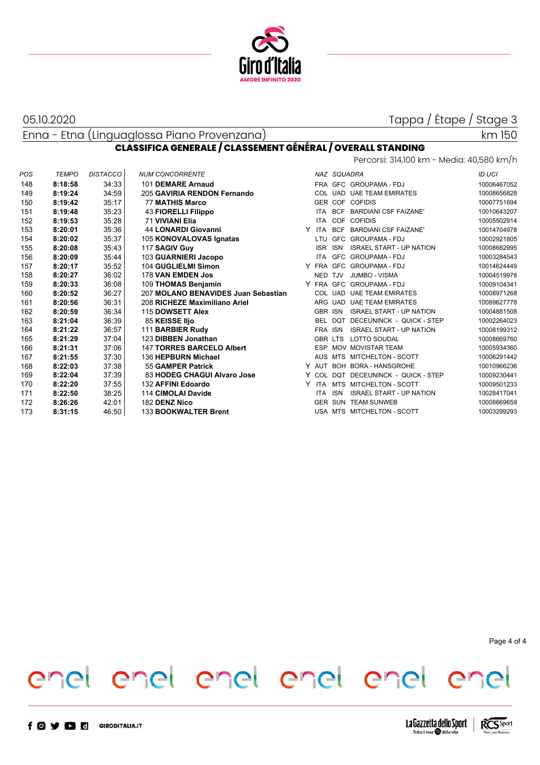05.10.2020

Tappa / Étape / Stage 3

Enna - Etna (Linguaglossa Piano Provenzana)

km 150

## CLASSIFICA GENERALE / CLASSEMENT GÉNÉRAL / OVERALL STANDING

Percorsi: 314,100 km - Media: 40,580 km/h

| POS | TEMPO | DISTACCO | NUM CONCORRENTE | | NAZ | SQUADRA | | ID UCI |
|---|---|---|---|---|---|---|---|---|
| 148 | **8:18:58** | 34:33 | 101 **DEMARE Arnaud** | | FRA | GFC | GROUPAMA - FDJ | 10006467052 |
| 149 | **8:19:24** | 34:59 | 205 **GAVIRIA RENDON Fernando** | | COL | UAD | UAE TEAM EMIRATES | 10008656828 |
| 150 | **8:19:42** | 35:17 | 77 **MATHIS Marco** | | GER | COF | COFIDIS | 10007751694 |
| 151 | **8:19:48** | 35:23 | 43 **FIORELLI Filippo** | | ITA | BCF | BARDIANI CSF FAIZANE' | 10010643207 |
| 152 | **8:19:53** | 35:28 | 71 **VIVIANI Elia** | | ITA | COF | COFIDIS | 10005502914 |
| 153 | **8:20:01** | 35:36 | 44 **LONARDI Giovanni** | Y | ITA | BCF | BARDIANI CSF FAIZANE' | 10014704978 |
| 154 | **8:20:02** | 35:37 | 105 **KONOVALOVAS Ignatas** | | LTU | GFC | GROUPAMA - FDJ | 10002921805 |
| 155 | **8:20:08** | 35:43 | 117 **SAGIV Guy** | | ISR | ISN | ISRAEL START - UP NATION | 10008682995 |
| 156 | **8:20:09** | 35:44 | 103 **GUARNIERI Jacopo** | | ITA | GFC | GROUPAMA - FDJ | 10003284543 |
| 157 | **8:20:17** | 35:52 | 104 **GUGLIELMI Simon** | Y | FRA | GFC | GROUPAMA - FDJ | 10014624449 |
| 158 | **8:20:27** | 36:02 | 178 **VAN EMDEN Jos** | | NED | TJV | JUMBO - VISMA | 10004519978 |
| 159 | **8:20:33** | 36:08 | 109 **THOMAS Benjamin** | Y | FRA | GFC | GROUPAMA - FDJ | 10009104341 |
| 160 | **8:20:52** | 36:27 | 207 **MOLANO BENAVIDES Juan Sebastian** | | COL | UAD | UAE TEAM EMIRATES | 10008971268 |
| 161 | **8:20:56** | 36:31 | 208 **RICHEZE Maximiliano Ariel** | | ARG | UAD | UAE TEAM EMIRATES | 10089627778 |
| 162 | **8:20:59** | 36:34 | 115 **DOWSETT Alex** | | GBR | ISN | ISRAEL START - UP NATION | 10004881508 |
| 163 | **8:21:04** | 36:39 | 85 **KEISSE Iljo** | | BEL | DQT | DECEUNINCK - QUICK - STEP | 10002264023 |
| 164 | **8:21:22** | 36:57 | 111 **BARBIER Rudy** | | FRA | ISN | ISRAEL START - UP NATION | 10008199312 |
| 165 | **8:21:29** | 37:04 | 123 **DIBBEN Jonathan** | | GBR | LTS | LOTTO SOUDAL | 10008669760 |
| 166 | **8:21:31** | 37:06 | 147 **TORRES BARCELO Albert** | | ESP | MOV | MOVISTAR TEAM | 10005934360 |
| 167 | **8:21:55** | 37:30 | 136 **HEPBURN Michael** | | AUS | MTS | MITCHELTON - SCOTT | 10006291442 |
| 168 | **8:22:03** | 37:38 | 55 **GAMPER Patrick** | Y | AUT | BOH | BORA - HANSGROHE | 10010966236 |
| 169 | **8:22:04** | 37:39 | 83 **HODEG CHAGUI Alvaro Jose** | Y | COL | DQT | DECEUNINCK - QUICK - STEP | 10009230441 |
| 170 | **8:22:20** | 37:55 | 132 **AFFINI Edoardo** | Y | ITA | MTS | MITCHELTON - SCOTT | 10009501233 |
| 171 | **8:22:50** | 38:25 | 114 **CIMOLAI Davide** | | ITA | ISN | ISRAEL START - UP NATION | 10028417041 |
| 172 | **8:26:26** | 42:01 | 182 **DENZ Nico** | | GER | SUN | TEAM SUNWEB | 10008669659 |
| 173 | **8:31:15** | 46:50 | 133 **BOOKWALTER Brent** | | USA | MTS | MITCHELTON - SCOTT | 10003299293 |